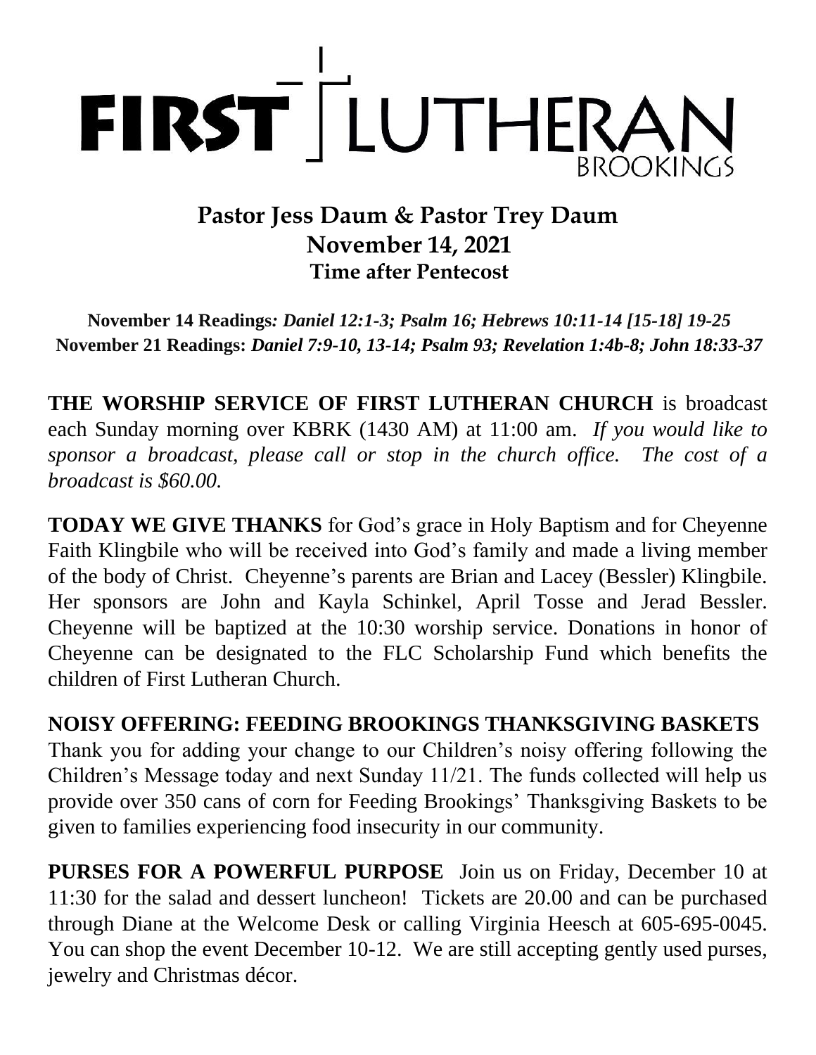# FIRST LUTHERAN BROOKINGS

## Pastor Jess Daum & Pastor Trey Daum
## November 14, 2021
### Time after Pentecost

**November 14 Readings***: Daniel 12:1-3; Psalm 16; Hebrews 10:11-14 [15-18] 19-25*
**November 21 Readings:** *Daniel 7:9-10, 13-14; Psalm 93; Revelation 1:4b-8; John 18:33-37*

**THE WORSHIP SERVICE OF FIRST LUTHERAN CHURCH** is broadcast each Sunday morning over KBRK (1430 AM) at 11:00 am. *If you would like to sponsor a broadcast, please call or stop in the church office. The cost of a broadcast is $60.00.*

**TODAY WE GIVE THANKS** for God's grace in Holy Baptism and for Cheyenne Faith Klingbile who will be received into God's family and made a living member of the body of Christ. Cheyenne's parents are Brian and Lacey (Bessler) Klingbile. Her sponsors are John and Kayla Schinkel, April Tosse and Jerad Bessler. Cheyenne will be baptized at the 10:30 worship service. Donations in honor of Cheyenne can be designated to the FLC Scholarship Fund which benefits the children of First Lutheran Church.

**NOISY OFFERING: FEEDING BROOKINGS THANKSGIVING BASKETS** Thank you for adding your change to our Children's noisy offering following the Children's Message today and next Sunday 11/21. The funds collected will help us provide over 350 cans of corn for Feeding Brookings' Thanksgiving Baskets to be given to families experiencing food insecurity in our community.

**PURSES FOR A POWERFUL PURPOSE** Join us on Friday, December 10 at 11:30 for the salad and dessert luncheon! Tickets are 20.00 and can be purchased through Diane at the Welcome Desk or calling Virginia Heesch at 605-695-0045. You can shop the event December 10-12. We are still accepting gently used purses, jewelry and Christmas décor.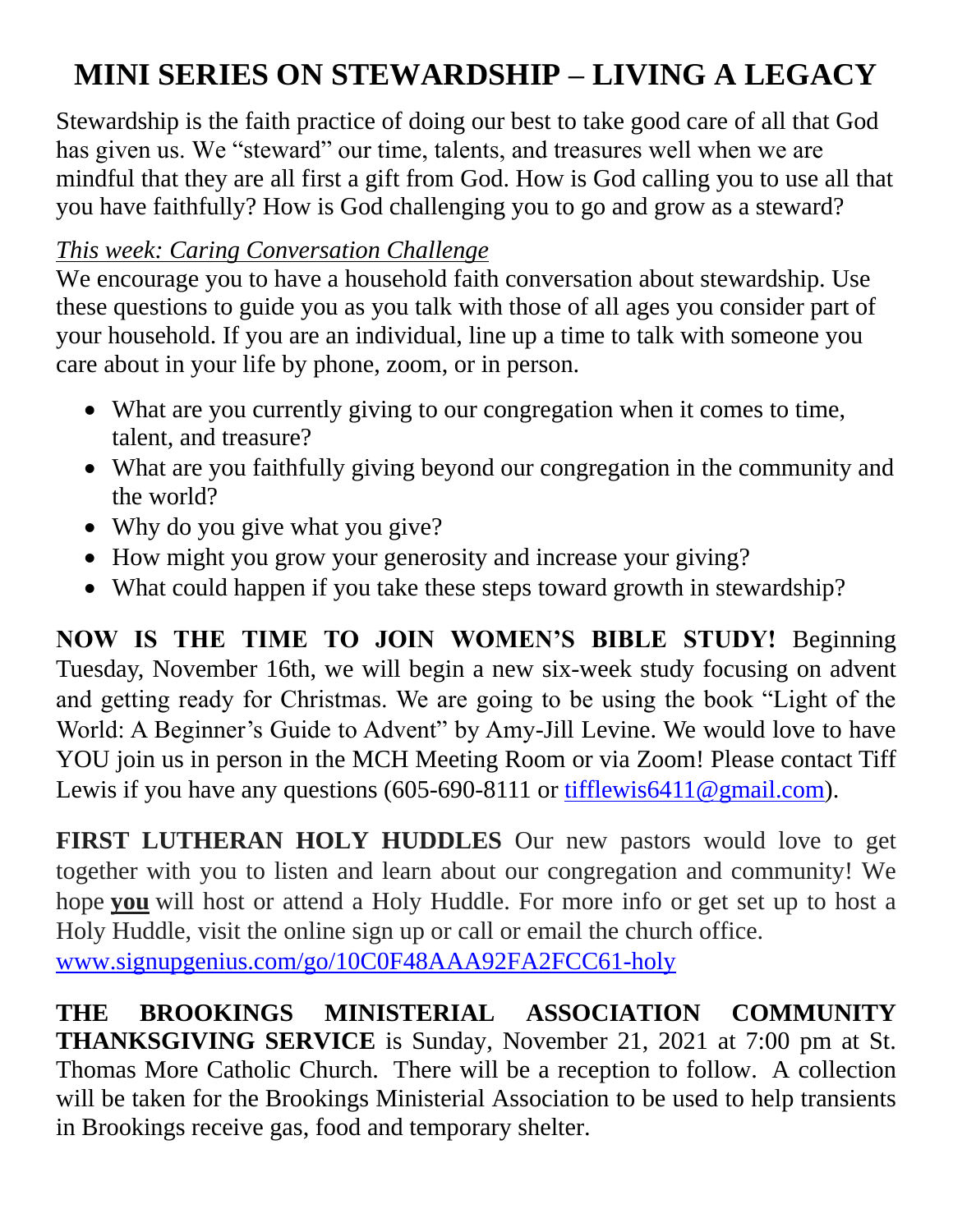# MINI SERIES ON STEWARDSHIP – LIVING A LEGACY

Stewardship is the faith practice of doing our best to take good care of all that God has given us. We "steward" our time, talents, and treasures well when we are mindful that they are all first a gift from God. How is God calling you to use all that you have faithfully? How is God challenging you to go and grow as a steward?

*This week: Caring Conversation Challenge*
We encourage you to have a household faith conversation about stewardship. Use these questions to guide you as you talk with those of all ages you consider part of your household. If you are an individual, line up a time to talk with someone you care about in your life by phone, zoom, or in person.

- What are you currently giving to our congregation when it comes to time, talent, and treasure?
- What are you faithfully giving beyond our congregation in the community and the world?
- Why do you give what you give?
- How might you grow your generosity and increase your giving?
- What could happen if you take these steps toward growth in stewardship?

**NOW IS THE TIME TO JOIN WOMEN'S BIBLE STUDY!** Beginning Tuesday, November 16th, we will begin a new six-week study focusing on advent and getting ready for Christmas. We are going to be using the book "Light of the World: A Beginner's Guide to Advent" by Amy-Jill Levine. We would love to have YOU join us in person in the MCH Meeting Room or via Zoom! Please contact Tiff Lewis if you have any questions (605-690-8111 or tifflewis6411@gmail.com).

**FIRST LUTHERAN HOLY HUDDLES** Our new pastors would love to get together with you to listen and learn about our congregation and community! We hope **you** will host or attend a Holy Huddle. For more info or get set up to host a Holy Huddle, visit the online sign up or call or email the church office.
www.signupgenius.com/go/10C0F48AAA92FA2FCC61-holy

**THE BROOKINGS MINISTERIAL ASSOCIATION COMMUNITY THANKSGIVING SERVICE** is Sunday, November 21, 2021 at 7:00 pm at St. Thomas More Catholic Church. There will be a reception to follow. A collection will be taken for the Brookings Ministerial Association to be used to help transients in Brookings receive gas, food and temporary shelter.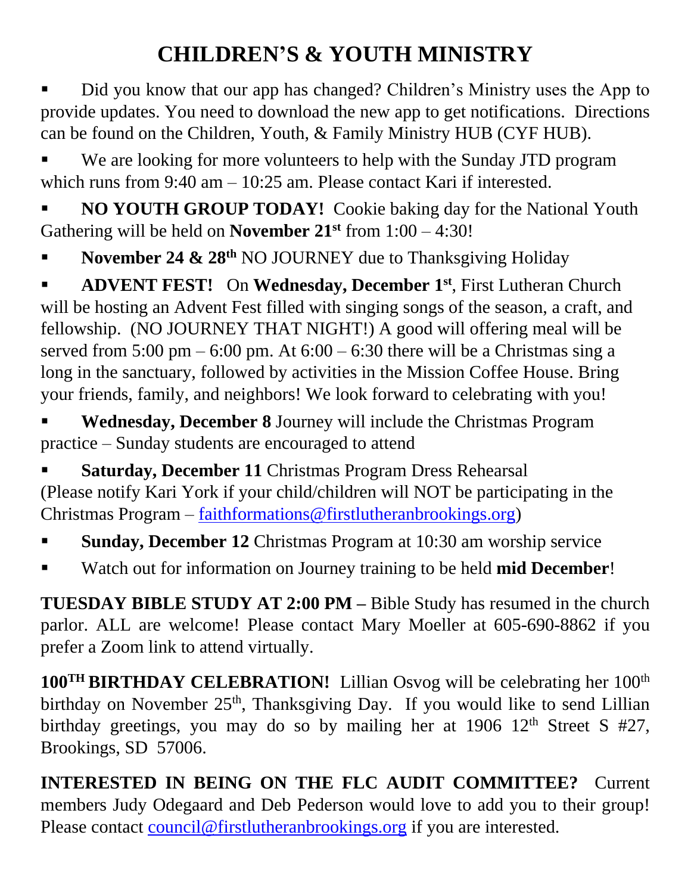# CHILDREN'S & YOUTH MINISTRY

- Did you know that our app has changed? Children's Ministry uses the App to provide updates. You need to download the new app to get notifications. Directions can be found on the Children, Youth, & Family Ministry HUB (CYF HUB).
- We are looking for more volunteers to help with the Sunday JTD program which runs from 9:40 am – 10:25 am. Please contact Kari if interested.
- **NO YOUTH GROUP TODAY!** Cookie baking day for the National Youth Gathering will be held on **November 21st** from 1:00 – 4:30!
- **November 24 & 28th** NO JOURNEY due to Thanksgiving Holiday
- **ADVENT FEST!** On **Wednesday, December 1st**, First Lutheran Church will be hosting an Advent Fest filled with singing songs of the season, a craft, and fellowship. (NO JOURNEY THAT NIGHT!) A good will offering meal will be served from 5:00 pm – 6:00 pm. At 6:00 – 6:30 there will be a Christmas sing a long in the sanctuary, followed by activities in the Mission Coffee House. Bring your friends, family, and neighbors! We look forward to celebrating with you!
- **Wednesday, December 8** Journey will include the Christmas Program practice – Sunday students are encouraged to attend
- **Saturday, December 11** Christmas Program Dress Rehearsal (Please notify Kari York if your child/children will NOT be participating in the Christmas Program – faithformations@firstlutheranbrookings.org)
- **Sunday, December 12** Christmas Program at 10:30 am worship service
- Watch out for information on Journey training to be held **mid December**!

**TUESDAY BIBLE STUDY AT 2:00 PM –** Bible Study has resumed in the church parlor. ALL are welcome! Please contact Mary Moeller at 605-690-8862 if you prefer a Zoom link to attend virtually.

**100TH BIRTHDAY CELEBRATION!** Lillian Osvog will be celebrating her 100th birthday on November 25th, Thanksgiving Day. If you would like to send Lillian birthday greetings, you may do so by mailing her at 1906 12th Street S #27, Brookings, SD 57006.

**INTERESTED IN BEING ON THE FLC AUDIT COMMITTEE?** Current members Judy Odegaard and Deb Pederson would love to add you to their group! Please contact council@firstlutheranbrookings.org if you are interested.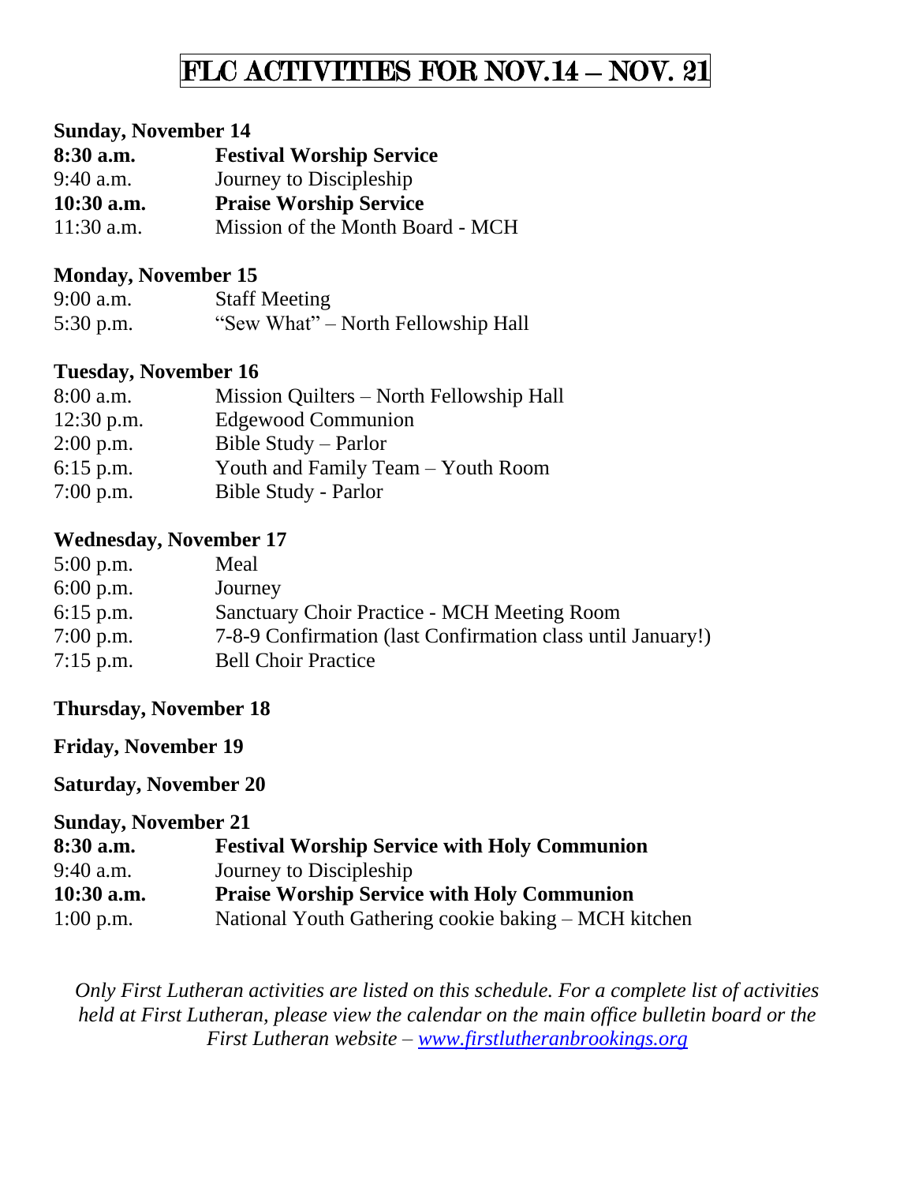# FLC ACTIVITIES FOR NOV.14 – NOV. 21

**Sunday, November 14**

| | |
|---|---|
| **8:30 a.m.** | **Festival Worship Service** |
| 9:40 a.m. | Journey to Discipleship |
| **10:30 a.m.** | **Praise Worship Service** |
| 11:30 a.m. | Mission of the Month Board - MCH |

**Monday, November 15**

| | |
|---|---|
| 9:00 a.m. | Staff Meeting |
| 5:30 p.m. | "Sew What" – North Fellowship Hall |

**Tuesday, November 16**

| | |
|---|---|
| 8:00 a.m. | Mission Quilters – North Fellowship Hall |
| 12:30 p.m. | Edgewood Communion |
| 2:00 p.m. | Bible Study – Parlor |
| 6:15 p.m. | Youth and Family Team – Youth Room |
| 7:00 p.m. | Bible Study - Parlor |

**Wednesday, November 17**

| | |
|---|---|
| 5:00 p.m. | Meal |
| 6:00 p.m. | Journey |
| 6:15 p.m. | Sanctuary Choir Practice - MCH Meeting Room |
| 7:00 p.m. | 7-8-9 Confirmation (last Confirmation class until January!) |
| 7:15 p.m. | Bell Choir Practice |

**Thursday, November 18**

**Friday, November 19**

**Saturday, November 20**

**Sunday, November 21**

| | |
|---|---|
| **8:30 a.m.** | **Festival Worship Service with Holy Communion** |
| 9:40 a.m. | Journey to Discipleship |
| **10:30 a.m.** | **Praise Worship Service with Holy Communion** |
| 1:00 p.m. | National Youth Gathering cookie baking – MCH kitchen |

*Only First Lutheran activities are listed on this schedule. For a complete list of activities held at First Lutheran, please view the calendar on the main office bulletin board or the First Lutheran website – [www.firstlutheranbrookings.org](http://www.firstlutheranbrookings.org)*